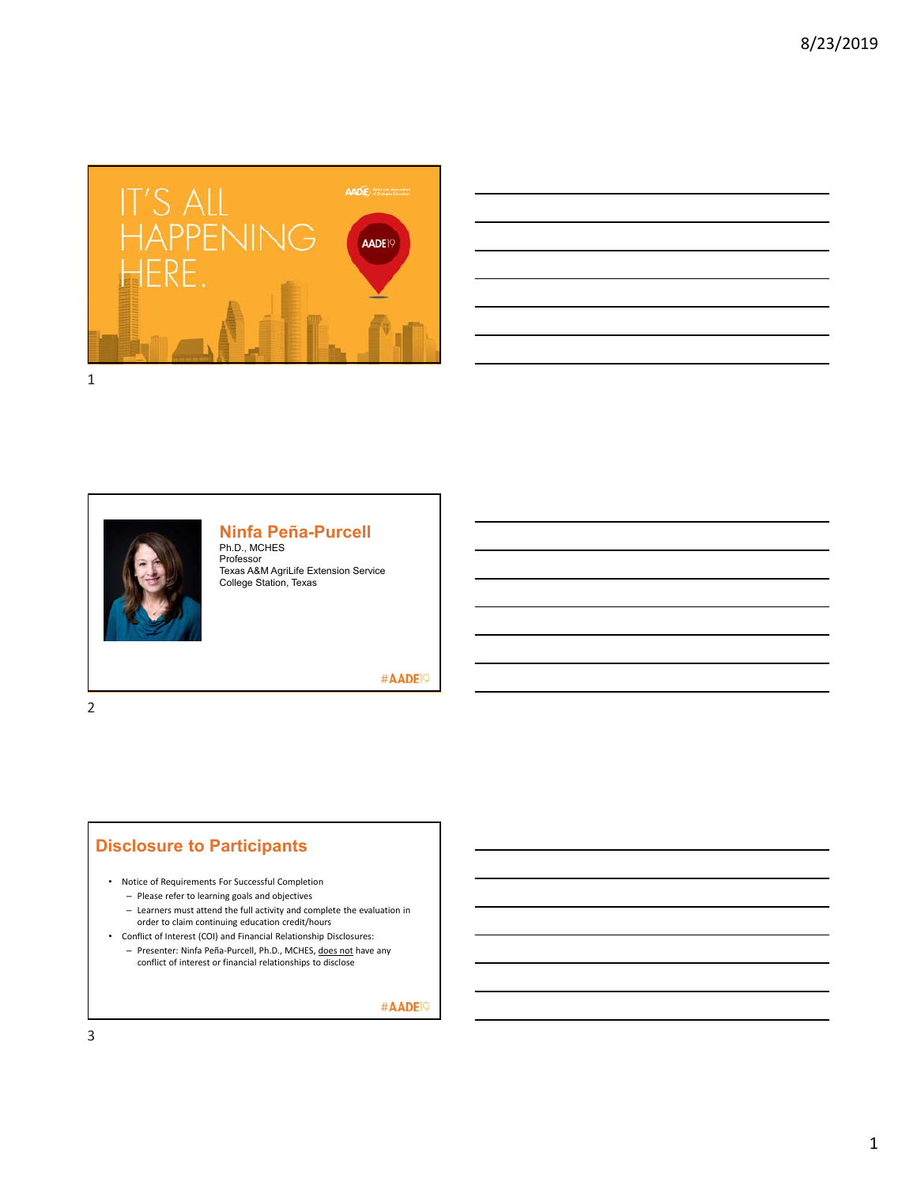IT'S ALL HAPPENING HERE.

AADE19

## Ninfa Peña-Purcell

Ph.D., MCHES
Professor
Texas A&M AgriLife Extension Service
College Station, Texas

#AADE19

## Disclosure to Participants

- Notice of Requirements For Successful Completion
  - Please refer to learning goals and objectives
  - Learners must attend the full activity and complete the evaluation in order to claim continuing education credit/hours
- Conflict of Interest (COI) and Financial Relationship Disclosures:
  - Presenter: Ninfa Peña-Purcell, Ph.D., MCHES, does not have any conflict of interest or financial relationships to disclose

#AADE19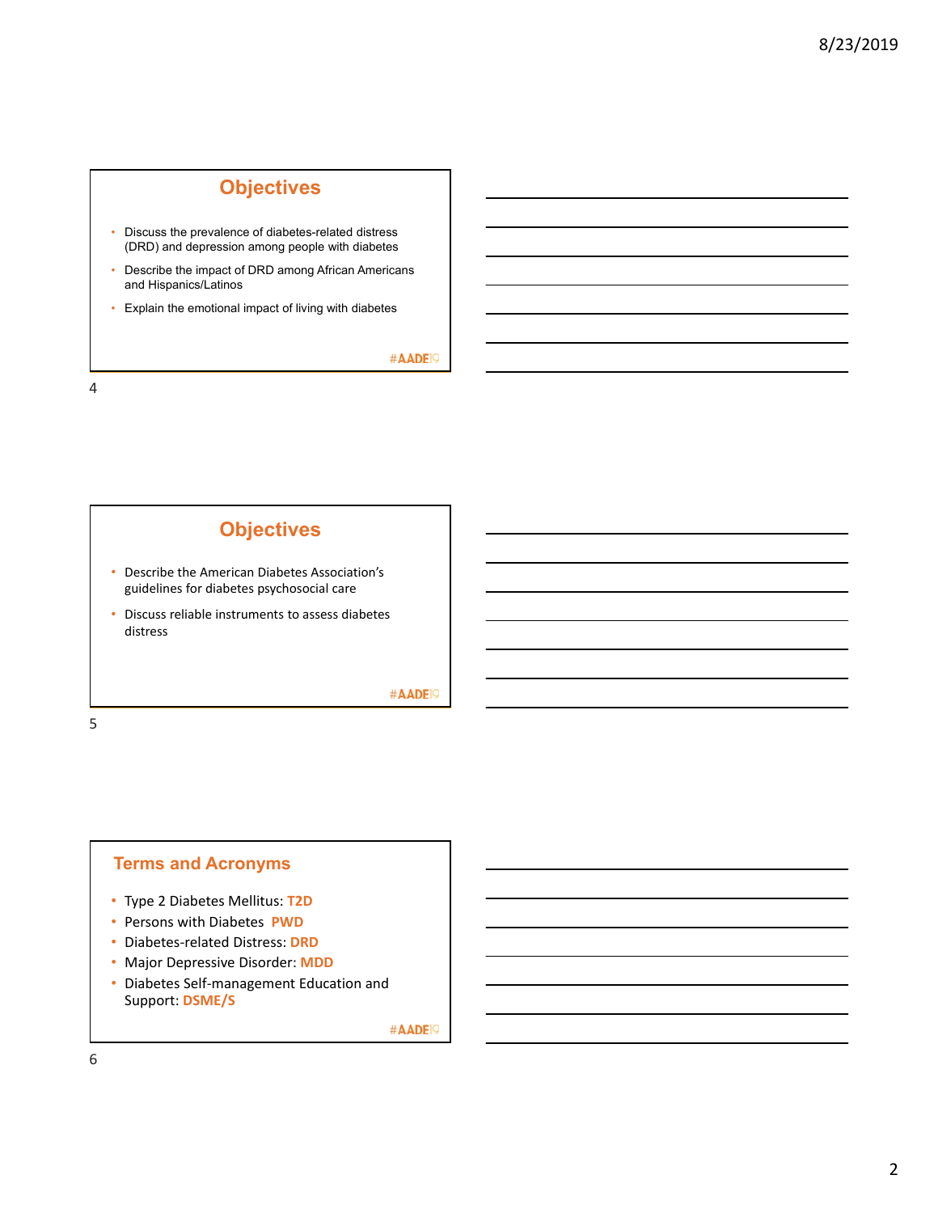## Objectives

- Discuss the prevalence of diabetes-related distress (DRD) and depression among people with diabetes
- Describe the impact of DRD among African Americans and Hispanics/Latinos
- Explain the emotional impact of living with diabetes

#AADE19

## Objectives

- Describe the American Diabetes Association's guidelines for diabetes psychosocial care
- Discuss reliable instruments to assess diabetes distress

#AADE19

## Terms and Acronyms

- Type 2 Diabetes Mellitus: **T2D**
- Persons with Diabetes **PWD**
- Diabetes-related Distress: **DRD**
- Major Depressive Disorder: **MDD**
- Diabetes Self-management Education and Support: **DSME/S**

#AADE19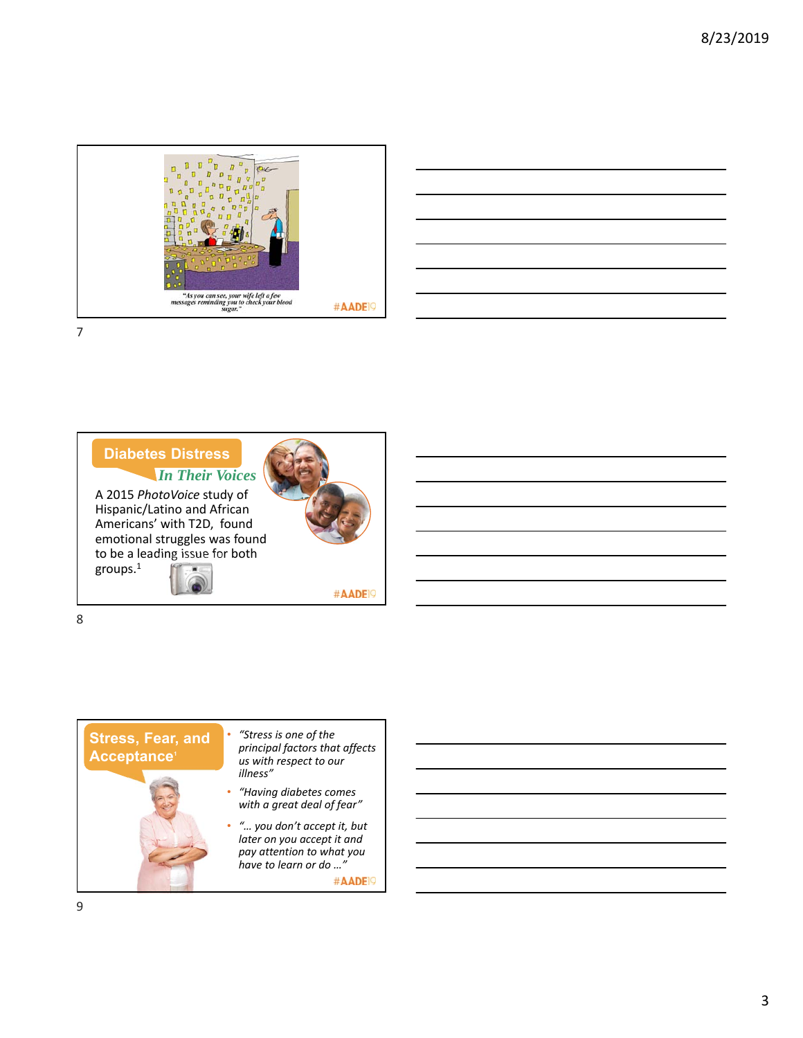"As you can see, your wife left a few messages reminding you to check your blood sugar."

#AADE19

## Diabetes Distress

*In Their Voices*

A 2015 *PhotoVoice* study of Hispanic/Latino and African Americans' with T2D, found emotional struggles was found to be a leading issue for both groups.[1]

#AADE19

## Stress, Fear, and Acceptance[1]

- *"Stress is one of the principal factors that affects us with respect to our illness"*
- *"Having diabetes comes with a great deal of fear"*
- *"… you don't accept it, but later on you accept it and pay attention to what you have to learn or do …"*

#AADE19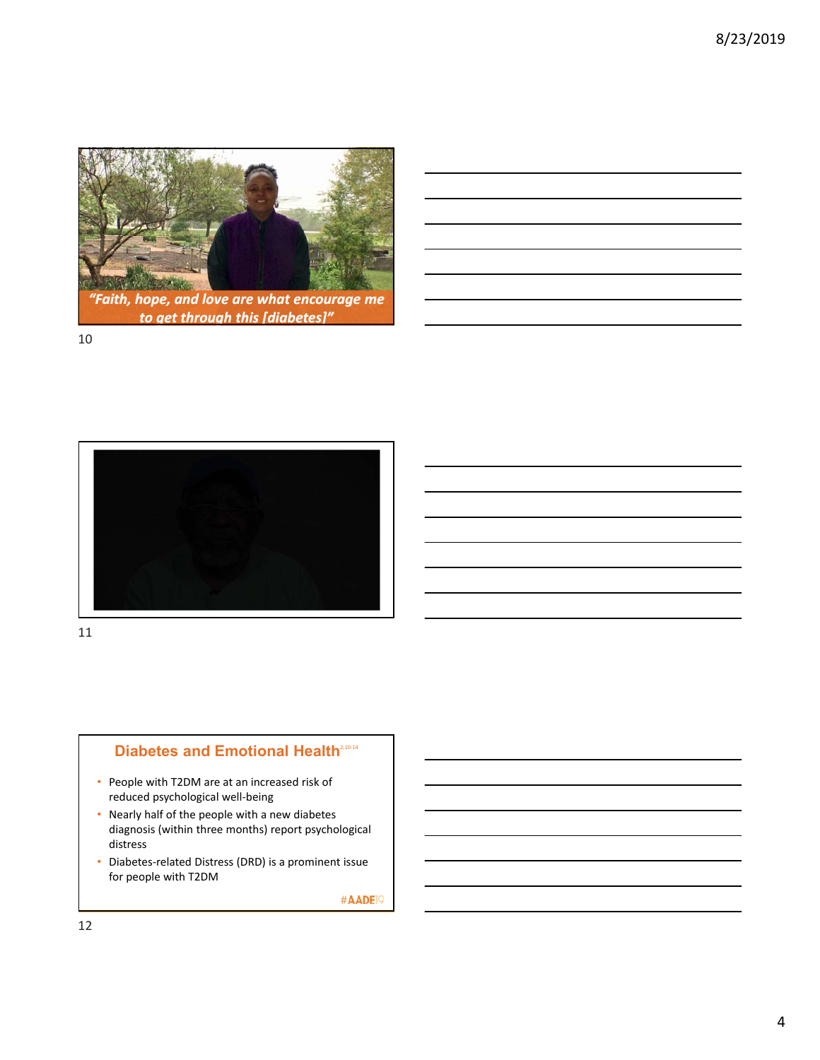*"Faith, hope, and love are what encourage me to get through this [diabetes]"*

## Diabetes and Emotional Health[2,10-14]

- People with T2DM are at an increased risk of reduced psychological well-being
- Nearly half of the people with a new diabetes diagnosis (within three months) report psychological distress
- Diabetes-related Distress (DRD) is a prominent issue for people with T2DM

#AADE19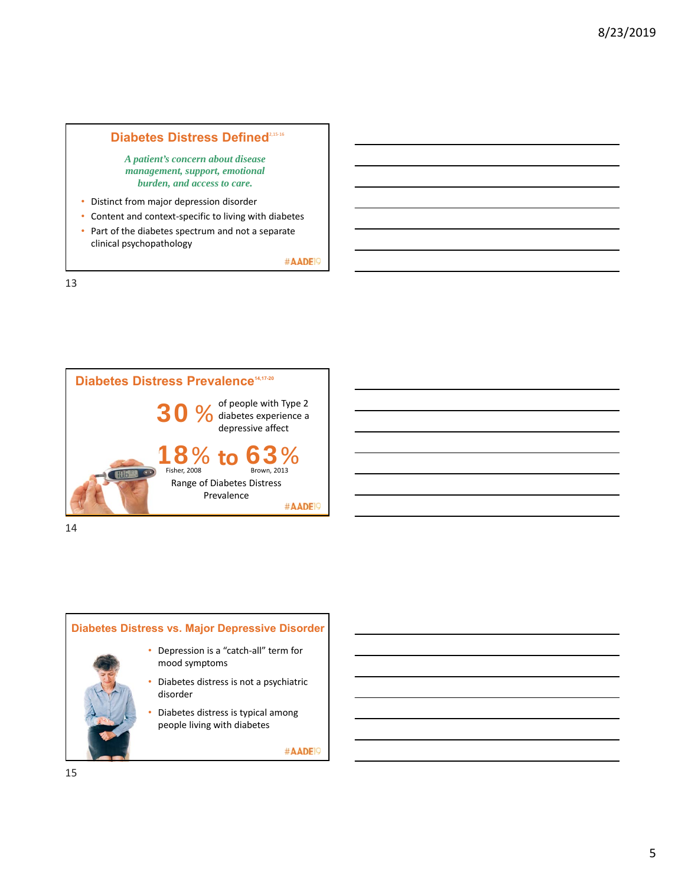## Diabetes Distress Defined[2,15-16]

*A patient's concern about disease management, support, emotional burden, and access to care.*

- Distinct from major depression disorder
- Content and context-specific to living with diabetes
- Part of the diabetes spectrum and not a separate clinical psychopathology

#AADE19

## Diabetes Distress Prevalence[14,17-20]

**30 %** of people with Type 2 diabetes experience a depressive affect

**18% to 63%**

Fisher, 2008 — Brown, 2013

Range of Diabetes Distress Prevalence

#AADE19

## Diabetes Distress vs. Major Depressive Disorder

- Depression is a "catch-all" term for mood symptoms
- Diabetes distress is not a psychiatric disorder
- Diabetes distress is typical among people living with diabetes

#AADE19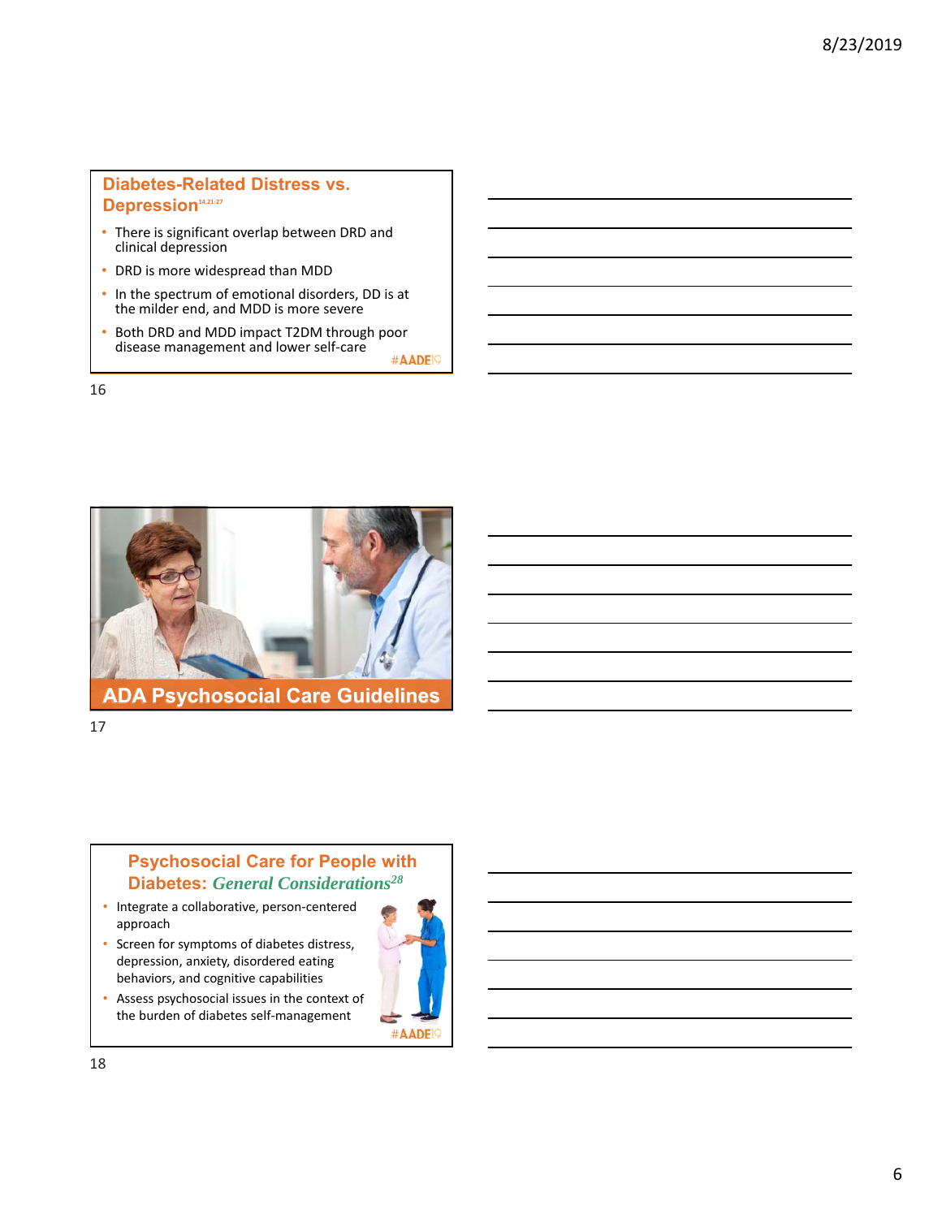## Diabetes-Related Distress vs. Depression[14,21-27]

- There is significant overlap between DRD and clinical depression
- DRD is more widespread than MDD
- In the spectrum of emotional disorders, DD is at the milder end, and MDD is more severe
- Both DRD and MDD impact T2DM through poor disease management and lower self-care

#AADE19

## ADA Psychosocial Care Guidelines

## Psychosocial Care for People with Diabetes: *General Considerations*[28]

- Integrate a collaborative, person-centered approach
- Screen for symptoms of diabetes distress, depression, anxiety, disordered eating behaviors, and cognitive capabilities
- Assess psychosocial issues in the context of the burden of diabetes self-management

#AADE19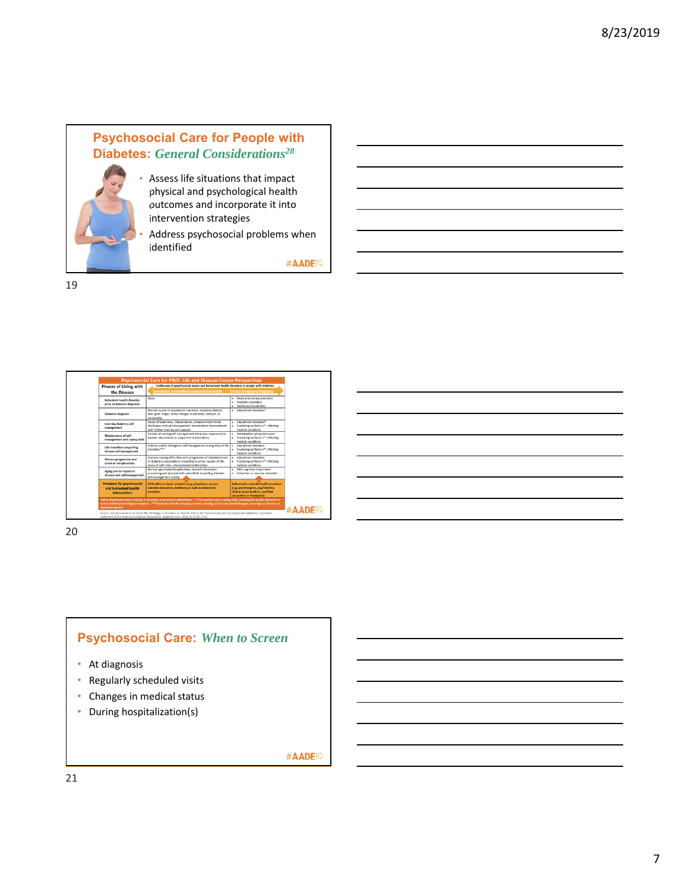## Psychosocial Care for People with Diabetes: *General Considerations*[28]

- Assess life situations that impact physical and psychological health outcomes and incorporate it into intervention strategies
- Address psychosocial problems when identified

#AADE19

## Psychosocial Care for PWD: Life and Disease Course Perspectives

| Phases of Living with the Disease | Continuum of psychosocial issues and behavioral health disorders in people with diabetes: Nonclinical (Normative) Symptoms/Behaviors | Clinical Disorders/Diagnosis |
|---|---|---|
| Behavioral health disorder prior to diabetes diagnosis | None | • Mood and anxiety disorders • Psychotic disorders • Intellectual disabilities |
| Diabetes diagnosis | Normal course of adjustment reactions, including distress, fear, grief, anger, initial changes in activities, conduct, or personality | • Adjustment disorders* |
| Learning diabetes self-management | Issues of autonomy, independence, empowerment initial challenges with self-management demonstrate improvement with further training and support | • Adjustment disorders* • Psychological factors** affecting medical conditions |
| Maintenance of self-management and coping skills | Periods of waning self-management behaviors, responsive to booster educational or supportive interventions | • Maladaptive eating behaviors • Psychological factors** affecting medical conditions |
| Life transitions impacting disease self-management | Distress and/or changes in self-management during time of life transition*** | • Adjustment disorders • Psychological factors** affecting medical conditions |
| Disease progression and onset of complications | Distress, coping difficulties with progression of diabetes/onset of diabetes complications impacting function, quality of life, sense of self, roles, interpersonal relationships | • Adjustment disorders • Psychological factors** affecting medical conditions |
| Aging and its impact of disease and self-management | Normal age-related forgetfulness, slowed information processing and physical skills potentially impacting diabetes self-management coping | • Mild cognitive impairment • Alzheimer or vascular dementia |
| Providers for psychosocial and behavioral health intervention | All healthcare team members (e.g. physicians, nurses, diabetes educators, dietitians) as well as behavioral providers. | Behavioral or mental health providers (e.g. psychologists, psychiatrists, clinical social workers, certified counselors or therapists) |

*With depressed mood, anxiety, or emotion, and conduct disturbance. **Personality traits, coping style, maladaptive health behavior or stress-related psychological responses. ***Examples include changing schools, moving, job/occupational changes, marriage or divorce, or experiencing loss.

Source: Young-Hyman D, de Groot M, Hill-Briggs F, Gonzalez JS, Hood K, Peyrot M. Psychosocial care for people with diabetes: a position statement of the American Diabetes Association. *Diabetes Care*. 2016;39:2126-2140.

#AADE19

## Psychosocial Care: *When to Screen*

- At diagnosis
- Regularly scheduled visits
- Changes in medical status
- During hospitalization(s)

#AADE19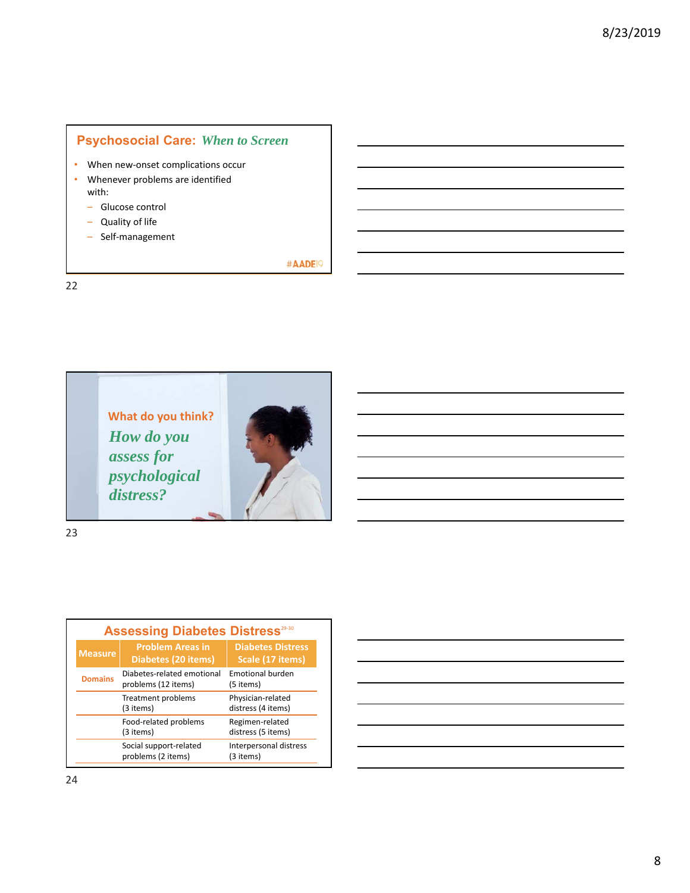## Psychosocial Care: *When to Screen*

- When new-onset complications occur
- Whenever problems are identified with:
  - Glucose control
  - Quality of life
  - Self-management

#AADE19

What do you think?

## *How do you assess for psychological distress?*

## Assessing Diabetes Distress[29-30]

| Measure | Problem Areas in Diabetes (20 items) | Diabetes Distress Scale (17 items) |
|---|---|---|
| Domains | Diabetes-related emotional problems (12 items) | Emotional burden (5 items) |
| | Treatment problems (3 items) | Physician-related distress (4 items) |
| | Food-related problems (3 items) | Regimen-related distress (5 items) |
| | Social support-related problems (2 items) | Interpersonal distress (3 items) |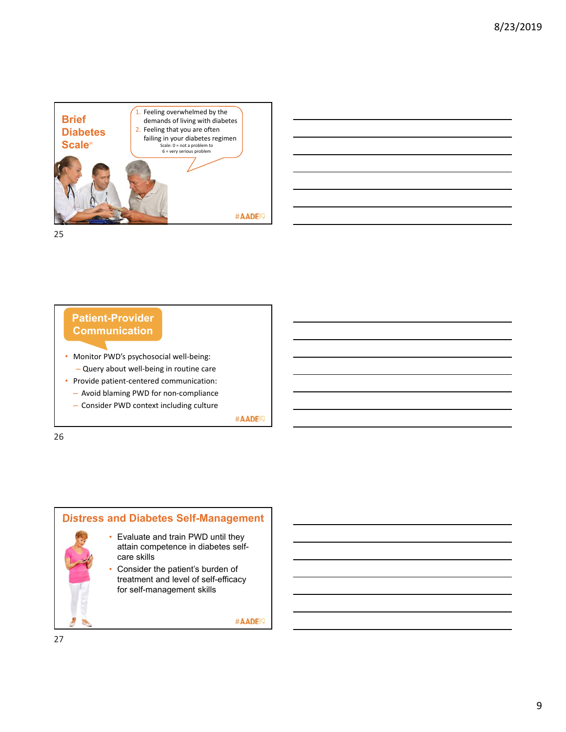## Brief Diabetes Scale[31]

1. Feeling overwhelmed by the demands of living with diabetes
2. Feeling that you are often failing in your diabetes regimen

Scale: 0 = not a problem to 6 = very serious problem

#AADE19

## Patient-Provider Communication

- Monitor PWD's psychosocial well-being:
  - Query about well-being in routine care
- Provide patient-centered communication:
  - Avoid blaming PWD for non-compliance
  - Consider PWD context including culture

#AADE19

## Distress and Diabetes Self-Management

- Evaluate and train PWD until they attain competence in diabetes self-care skills
- Consider the patient's burden of treatment and level of self-efficacy for self-management skills

#AADE19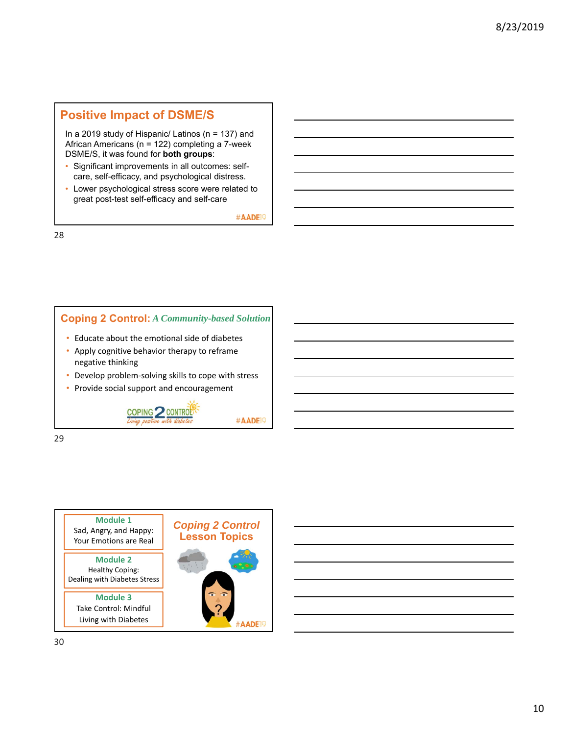## Positive Impact of DSME/S

In a 2019 study of Hispanic/ Latinos (n = 137) and African Americans (n = 122) completing a 7-week DSME/S, it was found for **both groups**:

- Significant improvements in all outcomes: self-care, self-efficacy, and psychological distress.
- Lower psychological stress score were related to great post-test self-efficacy and self-care

#AADE19

## Coping 2 Control: *A Community-based Solution*

- Educate about the emotional side of diabetes
- Apply cognitive behavior therapy to reframe negative thinking
- Develop problem-solving skills to cope with stress
- Provide social support and encouragement

COPING 2 CONTROL *Living positive with diabetes*

#AADE19

## *Coping 2 Control* Lesson Topics

**Module 1**
Sad, Angry, and Happy: Your Emotions are Real

**Module 2**
Healthy Coping: Dealing with Diabetes Stress

**Module 3**
Take Control: Mindful Living with Diabetes

#AADE19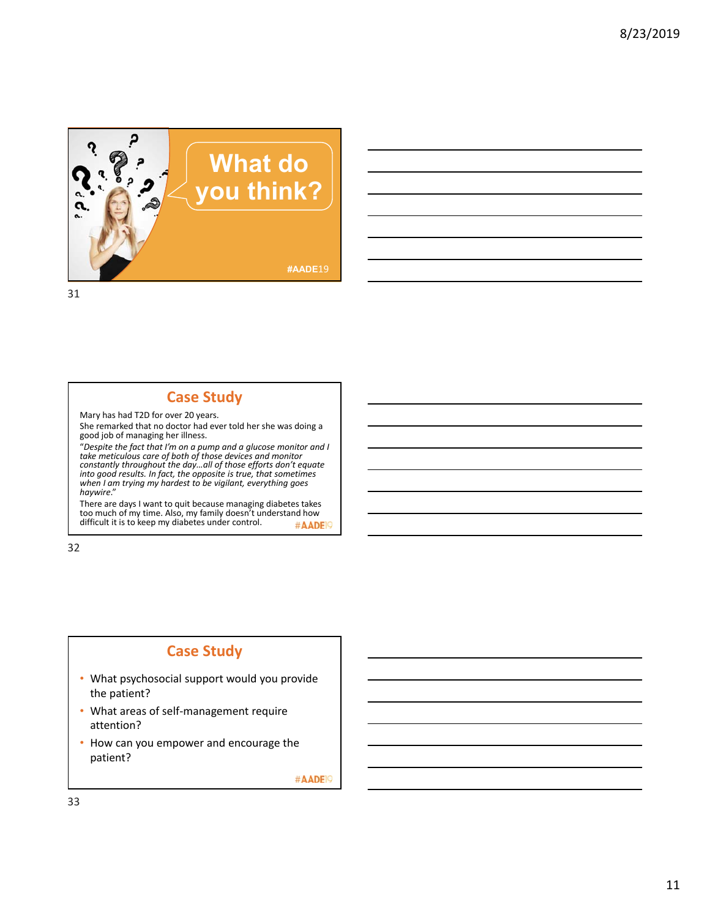What do you think?

#AADE19

## Case Study

Mary has had T2D for over 20 years.

She remarked that no doctor had ever told her she was doing a good job of managing her illness.

*"Despite the fact that I'm on a pump and a glucose monitor and I take meticulous care of both of those devices and monitor constantly throughout the day…all of those efforts don't equate into good results. In fact, the opposite is true, that sometimes when I am trying my hardest to be vigilant, everything goes haywire."*

There are days I want to quit because managing diabetes takes too much of my time. Also, my family doesn't understand how difficult it is to keep my diabetes under control.

#AADE19

## Case Study

- What psychosocial support would you provide the patient?
- What areas of self-management require attention?
- How can you empower and encourage the patient?

#AADE19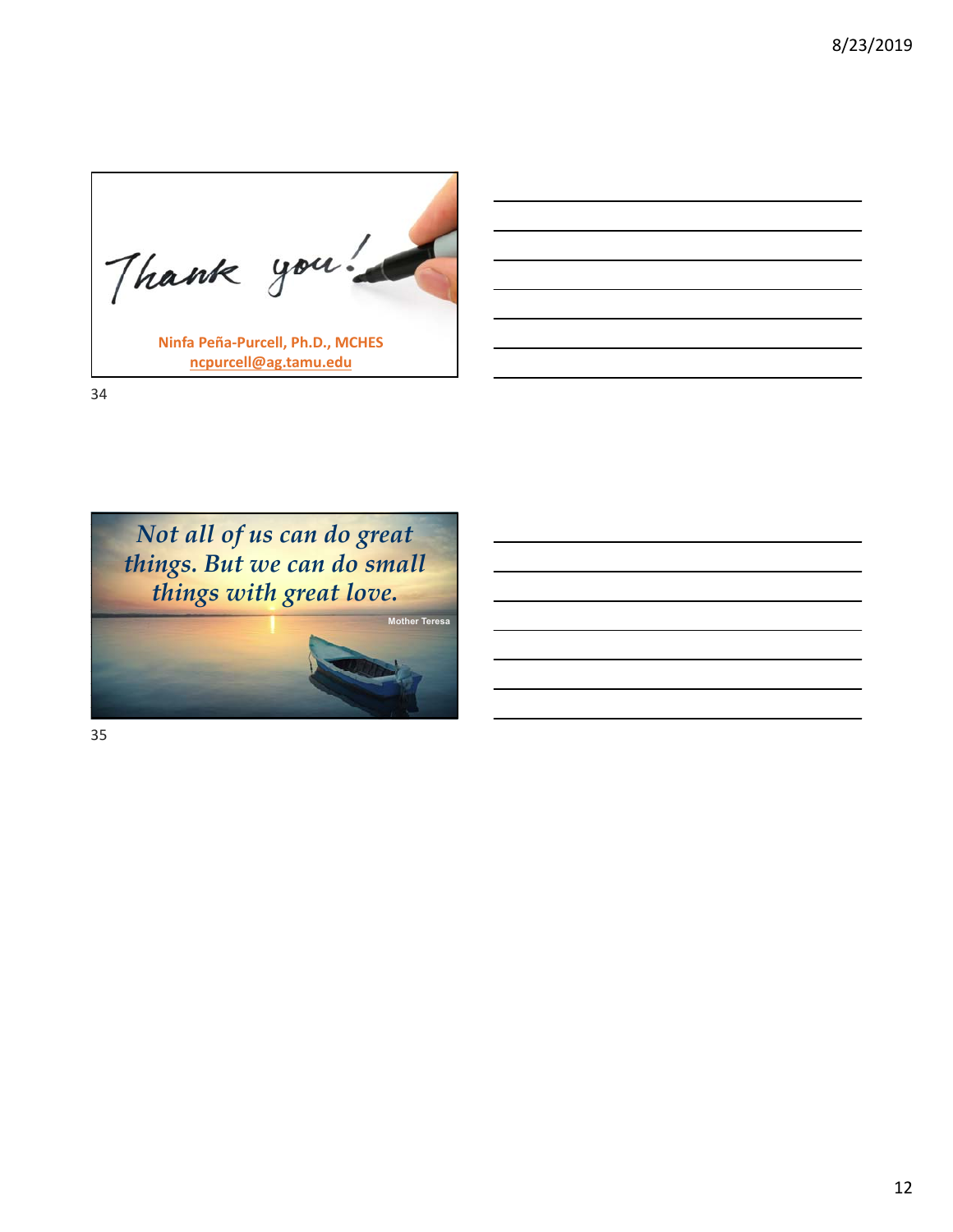Thank you!

**Ninfa Peña-Purcell, Ph.D., MCHES**
ncpurcell@ag.tamu.edu

*Not all of us can do great things. But we can do small things with great love.*

Mother Teresa